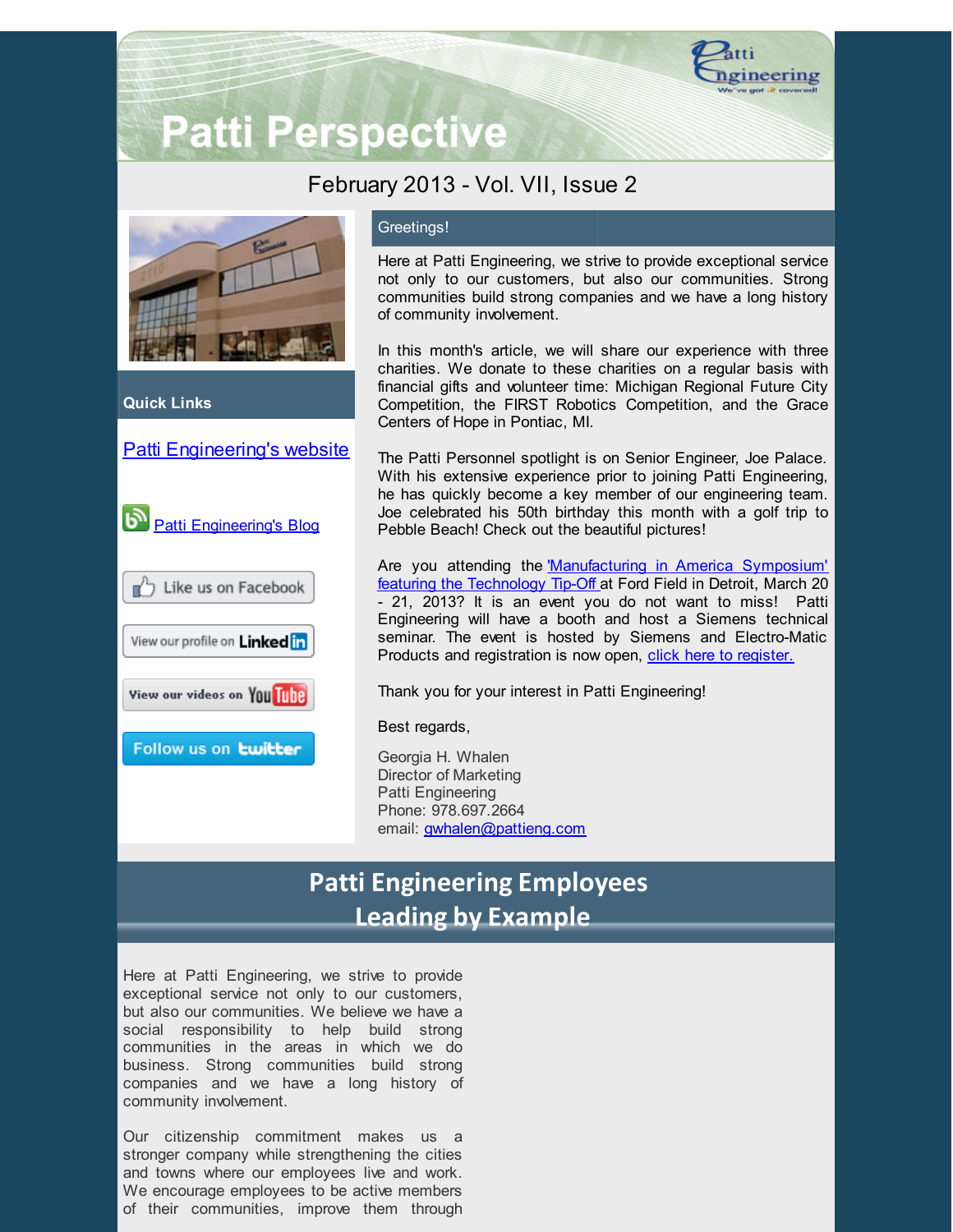# Patti Perspective

February 2013 - Vol. VII, Issue 2

**Quick Links**

[Patti Engineering's website]()

[Patti Engineering's Blog]()

Like us on Facebook

View our profile on LinkedIn

View our videos on YouTube

Follow us on twitter

## Greetings!

Here at Patti Engineering, we strive to provide exceptional service not only to our customers, but also our communities. Strong communities build strong companies and we have a long history of community involvement.

In this month's article, we will share our experience with three charities. We donate to these charities on a regular basis with financial gifts and volunteer time: Michigan Regional Future City Competition, the FIRST Robotics Competition, and the Grace Centers of Hope in Pontiac, MI.

The Patti Personnel spotlight is on Senior Engineer, Joe Palace. With his extensive experience prior to joining Patti Engineering, he has quickly become a key member of our engineering team. Joe celebrated his 50th birthday this month with a golf trip to Pebble Beach! Check out the beautiful pictures!

Are you attending the ['Manufacturing in America Symposium' featuring the Technology Tip-Off]() at Ford Field in Detroit, March 20 - 21, 2013? It is an event you do not want to miss! Patti Engineering will have a booth and host a Siemens technical seminar. The event is hosted by Siemens and Electro-Matic Products and registration is now open, [click here to register.]()

Thank you for your interest in Patti Engineering!

Best regards,

Georgia H. Whalen
Director of Marketing
Patti Engineering
Phone: 978.697.2664
email: [gwhalen@pattieng.com]()

## Patti Engineering Employees Leading by Example

Here at Patti Engineering, we strive to provide exceptional service not only to our customers, but also our communities. We believe we have a social responsibility to help build strong communities in the areas in which we do business. Strong communities build strong companies and we have a long history of community involvement.

Our citizenship commitment makes us a stronger company while strengthening the cities and towns where our employees live and work. We encourage employees to be active members of their communities, improve them through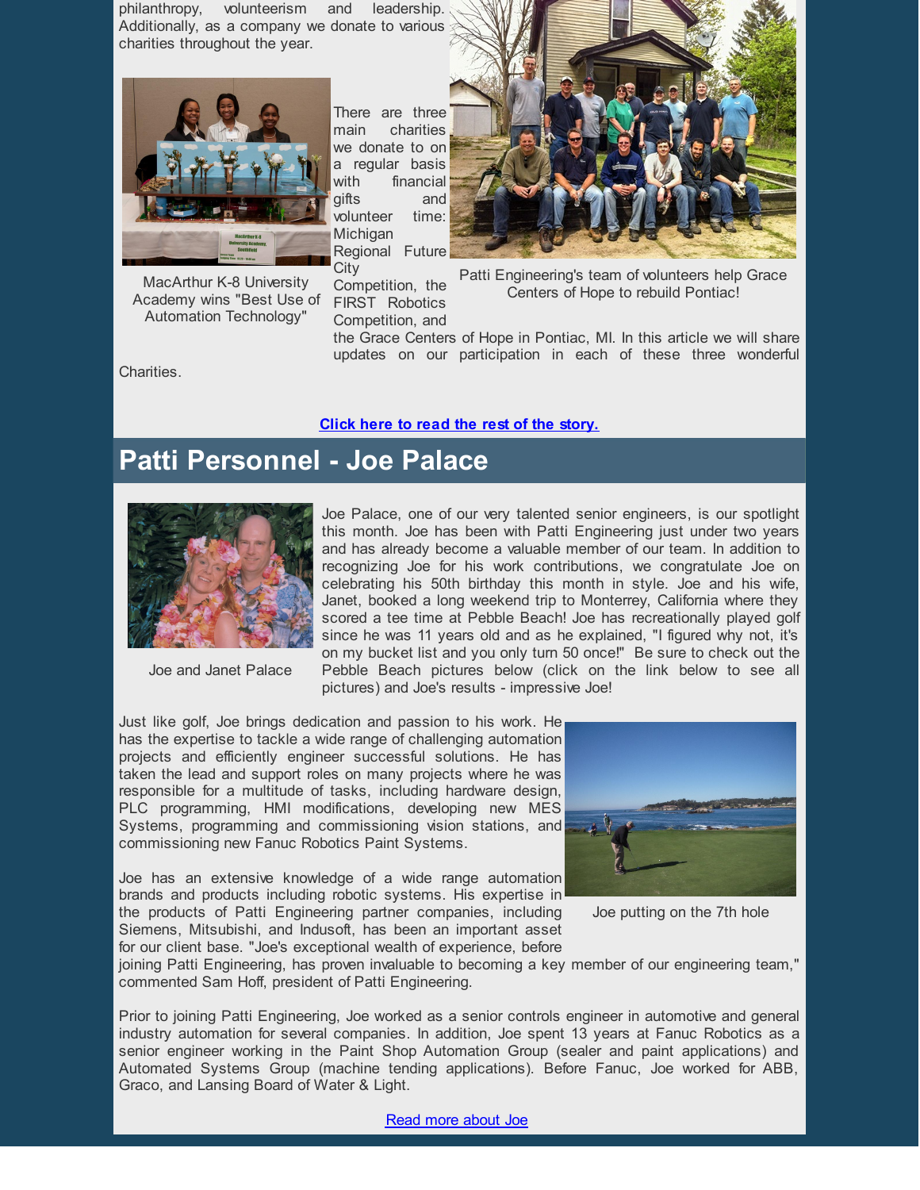philanthropy, volunteerism and leadership. Additionally, as a company we donate to various charities throughout the year.

MacArthur K-8 University Academy wins "Best Use of Automation Technology"

Patti Engineering's team of volunteers help Grace Centers of Hope to rebuild Pontiac!

There are three main charities we donate to on a regular basis with financial gifts and volunteer time: Michigan Regional Future City Competition, the FIRST Robotics Competition, and the Grace Centers of Hope in Pontiac, MI. In this article we will share updates on our participation in each of these three wonderful Charities.

**Click here to read the rest of the story.**

## Patti Personnel - Joe Palace

Joe and Janet Palace

Joe Palace, one of our very talented senior engineers, is our spotlight this month. Joe has been with Patti Engineering just under two years and has already become a valuable member of our team. In addition to recognizing Joe for his work contributions, we congratulate Joe on celebrating his 50th birthday this month in style. Joe and his wife, Janet, booked a long weekend trip to Monterrey, California where they scored a tee time at Pebble Beach! Joe has recreationally played golf since he was 11 years old and as he explained, "I figured why not, it's on my bucket list and you only turn 50 once!" Be sure to check out the Pebble Beach pictures below (click on the link below to see all pictures) and Joe's results - impressive Joe!

Just like golf, Joe brings dedication and passion to his work. He has the expertise to tackle a wide range of challenging automation projects and efficiently engineer successful solutions. He has taken the lead and support roles on many projects where he was responsible for a multitude of tasks, including hardware design, PLC programming, HMI modifications, developing new MES Systems, programming and commissioning vision stations, and commissioning new Fanuc Robotics Paint Systems.

Joe putting on the 7th hole

Joe has an extensive knowledge of a wide range automation brands and products including robotic systems. His expertise in the products of Patti Engineering partner companies, including Siemens, Mitsubishi, and Indusoft, has been an important asset for our client base. "Joe's exceptional wealth of experience, before joining Patti Engineering, has proven invaluable to becoming a key member of our engineering team," commented Sam Hoff, president of Patti Engineering.

Prior to joining Patti Engineering, Joe worked as a senior controls engineer in automotive and general industry automation for several companies. In addition, Joe spent 13 years at Fanuc Robotics as a senior engineer working in the Paint Shop Automation Group (sealer and paint applications) and Automated Systems Group (machine tending applications). Before Fanuc, Joe worked for ABB, Graco, and Lansing Board of Water & Light.

Read more about Joe